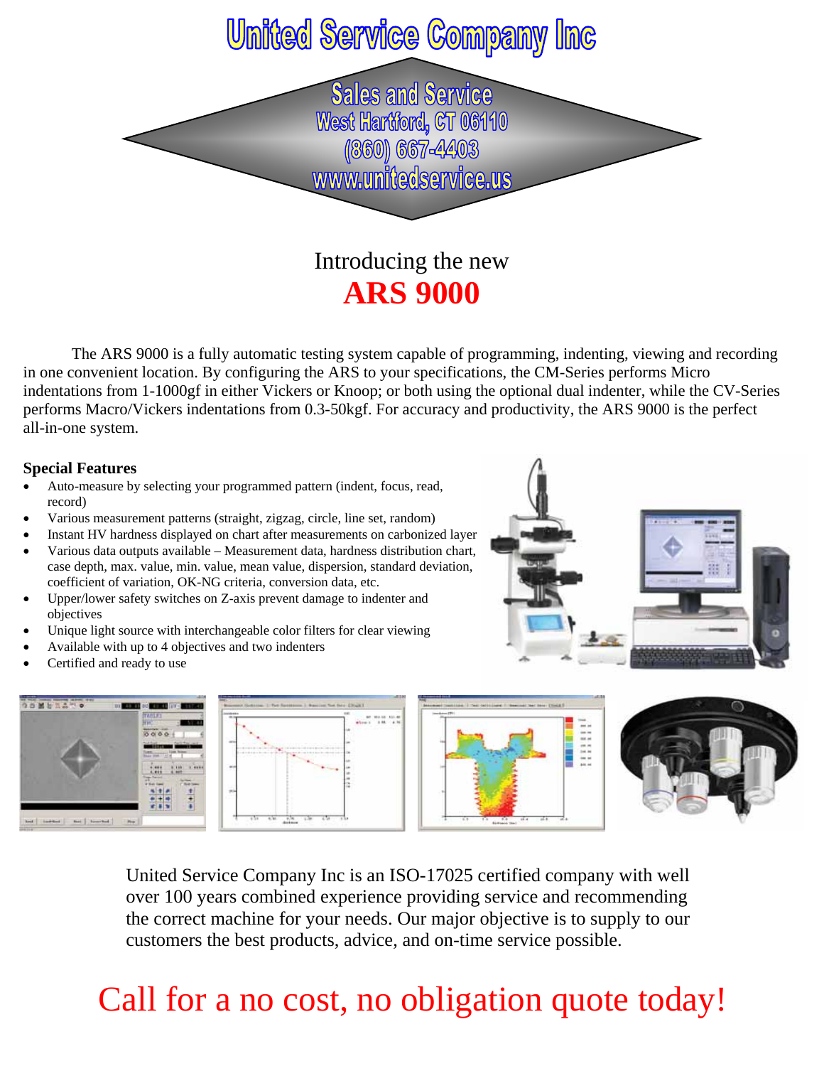# United Service Company Inc

**Sales and Service**
**West Hartford, CT 06110**
**(860) 667-4403**
**www.unitedservice.us**

## Introducing the new
# ARS 9000

The ARS 9000 is a fully automatic testing system capable of programming, indenting, viewing and recording in one convenient location. By configuring the ARS to your specifications, the CM-Series performs Micro indentations from 1-1000gf in either Vickers or Knoop; or both using the optional dual indenter, while the CV-Series performs Macro/Vickers indentations from 0.3-50kgf. For accuracy and productivity, the ARS 9000 is the perfect all-in-one system.

**Special Features**

- Auto-measure by selecting your programmed pattern (indent, focus, read, record)
- Various measurement patterns (straight, zigzag, circle, line set, random)
- Instant HV hardness displayed on chart after measurements on carbonized layer
- Various data outputs available – Measurement data, hardness distribution chart, case depth, max. value, min. value, mean value, dispersion, standard deviation, coefficient of variation, OK-NG criteria, conversion data, etc.
- Upper/lower safety switches on Z-axis prevent damage to indenter and objectives
- Unique light source with interchangeable color filters for clear viewing
- Available with up to 4 objectives and two indenters
- Certified and ready to use

United Service Company Inc is an ISO-17025 certified company with well over 100 years combined experience providing service and recommending the correct machine for your needs. Our major objective is to supply to our customers the best products, advice, and on-time service possible.

## Call for a no cost, no obligation quote today!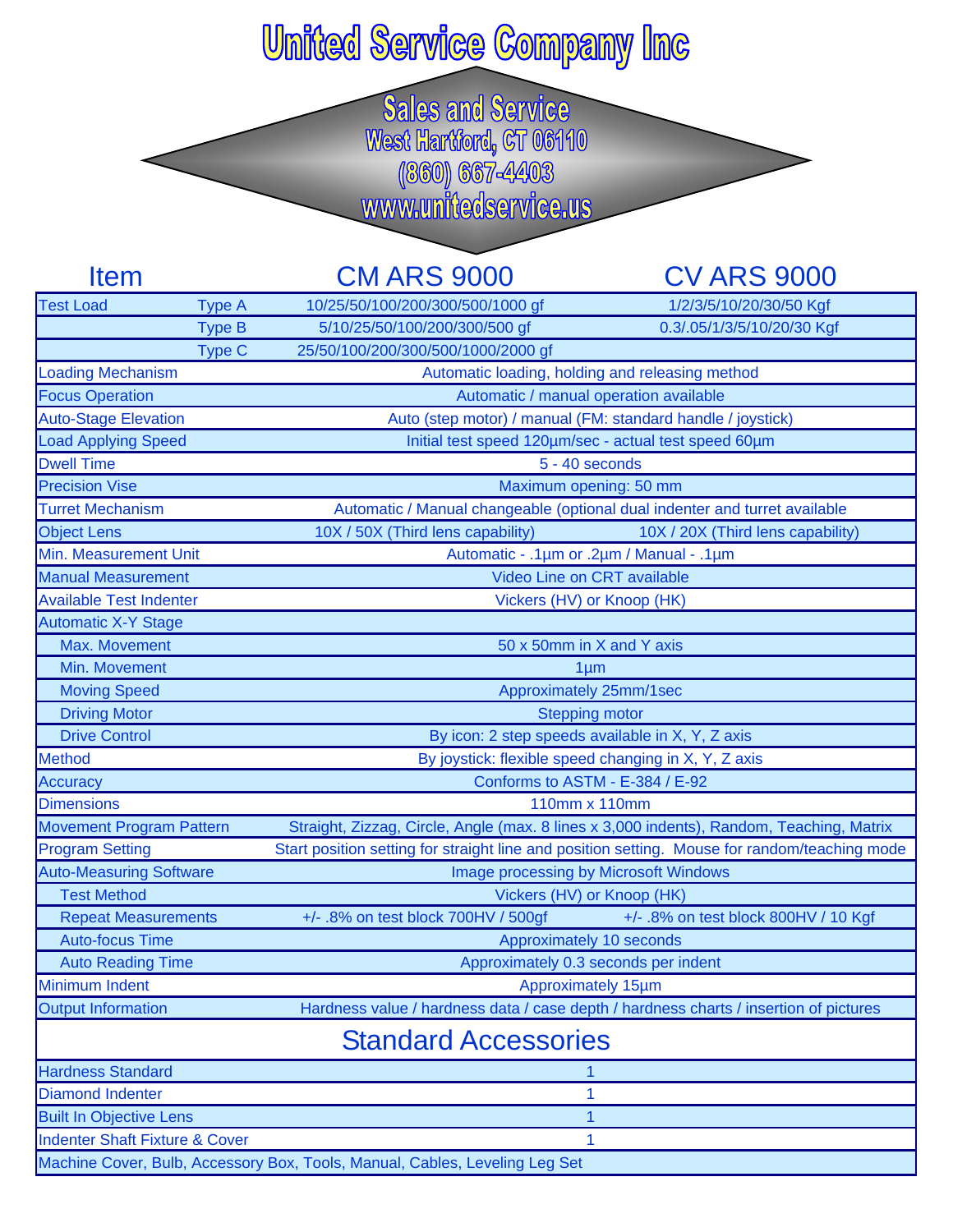# United Service Company Inc

**Sales and Service**
**West Hartford, CT 06110**
**(860) 667-4403**
**www.unitedservice.us**

| Item | | CM ARS 9000 | CV ARS 9000 |
|---|---|---|---|
| Test Load | Type A | 10/25/50/100/200/300/500/1000 gf | 1/2/3/5/10/20/30/50 Kgf |
| | Type B | 5/10/25/50/100/200/300/500 gf | 0.3/.05/1/3/5/10/20/30 Kgf |
| | Type C | 25/50/100/200/300/500/1000/2000 gf | |
| Loading Mechanism | | Automatic loading, holding and releasing method | |
| Focus Operation | | Automatic / manual operation available | |
| Auto-Stage Elevation | | Auto (step motor) / manual (FM: standard handle / joystick) | |
| Load Applying Speed | | Initial test speed 120µm/sec - actual test speed 60µm | |
| Dwell Time | | 5 - 40 seconds | |
| Precision Vise | | Maximum opening: 50 mm | |
| Turret Mechanism | | Automatic / Manual changeable (optional dual indenter and turret available | |
| Object Lens | | 10X / 50X (Third lens capability) | 10X / 20X (Third lens capability) |
| Min. Measurement Unit | | Automatic - .1µm or .2µm / Manual - .1µm | |
| Manual Measurement | | Video Line on CRT available | |
| Available Test Indenter | | Vickers (HV) or Knoop (HK) | |
| Automatic X-Y Stage | | | |
| Max. Movement | | 50 x 50mm in X and Y axis | |
| Min. Movement | | 1µm | |
| Moving Speed | | Approximately 25mm/1sec | |
| Driving Motor | | Stepping motor | |
| Drive Control | | By icon: 2 step speeds available in X, Y, Z axis | |
| Method | | By joystick: flexible speed changing in X, Y, Z axis | |
| Accuracy | | Conforms to ASTM - E-384 / E-92 | |
| Dimensions | | 110mm x 110mm | |
| Movement Program Pattern | | Straight, Zizzag, Circle, Angle (max. 8 lines x 3,000 indents), Random, Teaching, Matrix | |
| Program Setting | | Start position setting for straight line and position setting. Mouse for random/teaching mode | |
| Auto-Measuring Software | | Image processing by Microsoft Windows | |
| Test Method | | Vickers (HV) or Knoop (HK) | |
| Repeat Measurements | | +/- .8% on test block 700HV / 500gf | +/- .8% on test block 800HV / 10 Kgf |
| Auto-focus Time | | Approximately 10 seconds | |
| Auto Reading Time | | Approximately 0.3 seconds per indent | |
| Minimum Indent | | Approximately 15µm | |
| Output Information | | Hardness value / hardness data / case depth / hardness charts / insertion of pictures | |

## Standard Accessories

| | |
|---|---|
| Hardness Standard | 1 |
| Diamond Indenter | 1 |
| Built In Objective Lens | 1 |
| Indenter Shaft Fixture & Cover | 1 |
| Machine Cover, Bulb, Accessory Box, Tools, Manual, Cables, Leveling Leg Set | |